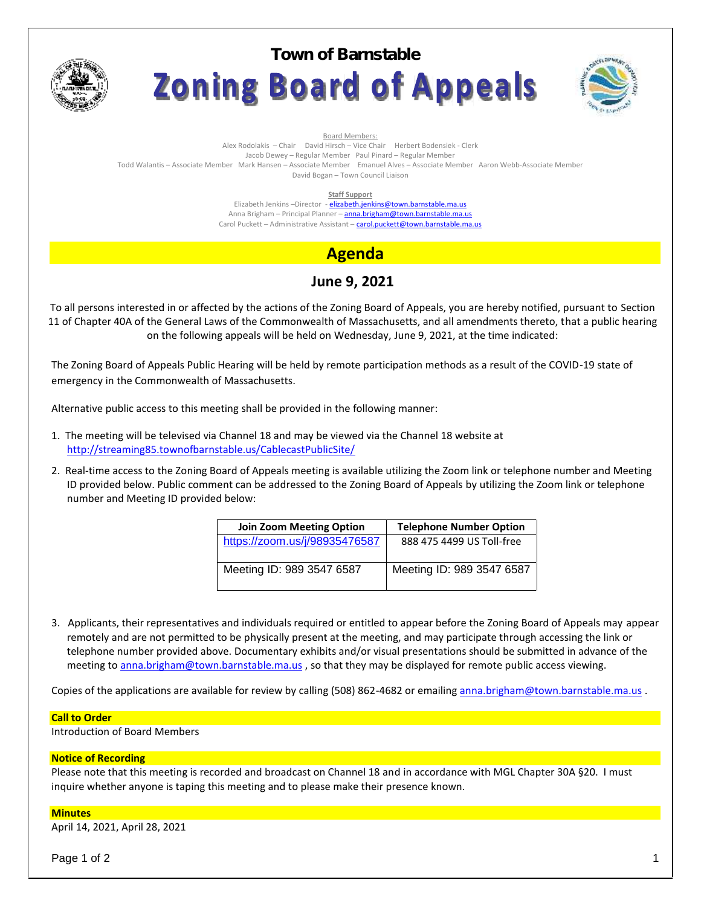# Town of Barnstable

# Zoning Board of Appeals

Board Members:

Alex Rodolakis – Chair  David Hirsch – Vice Chair  Herbert Bodensiek - Clerk
Jacob Dewey – Regular Member  Paul Pinard – Regular Member
Todd Walantis – Associate Member  Mark Hansen – Associate Member  Emanuel Alves – Associate Member  Aaron Webb-Associate Member
David Bogan – Town Council Liaison

**Staff Support**

Elizabeth Jenkins –Director - elizabeth.jenkins@town.barnstable.ma.us
Anna Brigham – Principal Planner – anna.brigham@town.barnstable.ma.us
Carol Puckett – Administrative Assistant – carol.puckett@town.barnstable.ma.us

## Agenda

## June 9, 2021

To all persons interested in or affected by the actions of the Zoning Board of Appeals, you are hereby notified, pursuant to Section 11 of Chapter 40A of the General Laws of the Commonwealth of Massachusetts, and all amendments thereto, that a public hearing on the following appeals will be held on Wednesday, June 9, 2021, at the time indicated:

The Zoning Board of Appeals Public Hearing will be held by remote participation methods as a result of the COVID-19 state of emergency in the Commonwealth of Massachusetts.

Alternative public access to this meeting shall be provided in the following manner:

1. The meeting will be televised via Channel 18 and may be viewed via the Channel 18 website at http://streaming85.townofbarnstable.us/CablecastPublicSite/
2. Real-time access to the Zoning Board of Appeals meeting is available utilizing the Zoom link or telephone number and Meeting ID provided below. Public comment can be addressed to the Zoning Board of Appeals by utilizing the Zoom link or telephone number and Meeting ID provided below:

| Join Zoom Meeting Option | Telephone Number Option |
|---|---|
| https://zoom.us/j/98935476587 | 888 475 4499 US Toll-free |
| Meeting ID: 989 3547 6587 | Meeting ID: 989 3547 6587 |

3. Applicants, their representatives and individuals required or entitled to appear before the Zoning Board of Appeals may appear remotely and are not permitted to be physically present at the meeting, and may participate through accessing the link or telephone number provided above. Documentary exhibits and/or visual presentations should be submitted in advance of the meeting to anna.brigham@town.barnstable.ma.us , so that they may be displayed for remote public access viewing.

Copies of the applications are available for review by calling (508) 862-4682 or emailing anna.brigham@town.barnstable.ma.us .

**Call to Order**

Introduction of Board Members

**Notice of Recording**

Please note that this meeting is recorded and broadcast on Channel 18 and in accordance with MGL Chapter 30A §20. I must inquire whether anyone is taping this meeting and to please make their presence known.

**Minutes**

April 14, 2021, April 28, 2021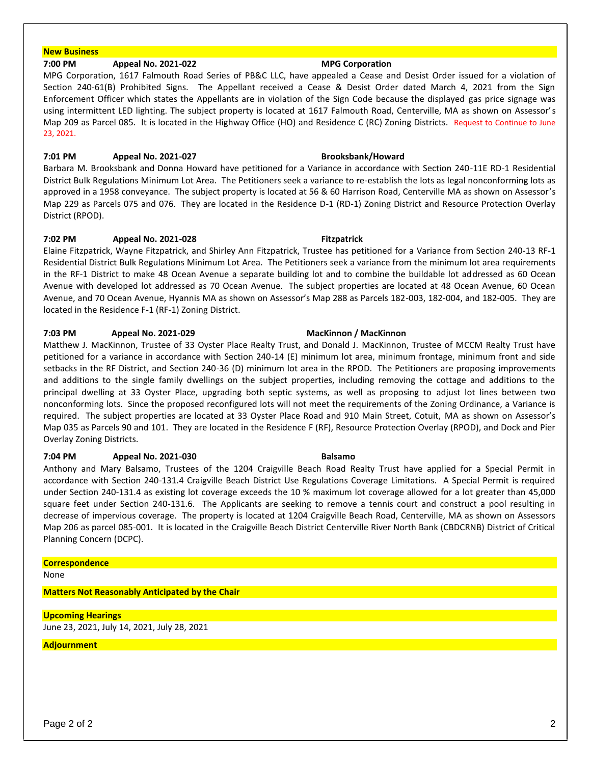## New Business

**7:00 PM Appeal No. 2021-022 MPG Corporation**

MPG Corporation, 1617 Falmouth Road Series of PB&C LLC, have appealed a Cease and Desist Order issued for a violation of Section 240-61(B) Prohibited Signs. The Appellant received a Cease & Desist Order dated March 4, 2021 from the Sign Enforcement Officer which states the Appellants are in violation of the Sign Code because the displayed gas price signage was using intermittent LED lighting. The subject property is located at 1617 Falmouth Road, Centerville, MA as shown on Assessor's Map 209 as Parcel 085. It is located in the Highway Office (HO) and Residence C (RC) Zoning Districts. Request to Continue to June 23, 2021.

**7:01 PM Appeal No. 2021-027 Brooksbank/Howard**

Barbara M. Brooksbank and Donna Howard have petitioned for a Variance in accordance with Section 240-11E RD-1 Residential District Bulk Regulations Minimum Lot Area. The Petitioners seek a variance to re-establish the lots as legal nonconforming lots as approved in a 1958 conveyance. The subject property is located at 56 & 60 Harrison Road, Centerville MA as shown on Assessor's Map 229 as Parcels 075 and 076. They are located in the Residence D-1 (RD-1) Zoning District and Resource Protection Overlay District (RPOD).

**7:02 PM Appeal No. 2021-028 Fitzpatrick**

Elaine Fitzpatrick, Wayne Fitzpatrick, and Shirley Ann Fitzpatrick, Trustee has petitioned for a Variance from Section 240-13 RF-1 Residential District Bulk Regulations Minimum Lot Area. The Petitioners seek a variance from the minimum lot area requirements in the RF-1 District to make 48 Ocean Avenue a separate building lot and to combine the buildable lot addressed as 60 Ocean Avenue with developed lot addressed as 70 Ocean Avenue. The subject properties are located at 48 Ocean Avenue, 60 Ocean Avenue, and 70 Ocean Avenue, Hyannis MA as shown on Assessor's Map 288 as Parcels 182-003, 182-004, and 182-005. They are located in the Residence F-1 (RF-1) Zoning District.

**7:03 PM Appeal No. 2021-029 MacKinnon / MacKinnon**

Matthew J. MacKinnon, Trustee of 33 Oyster Place Realty Trust, and Donald J. MacKinnon, Trustee of MCCM Realty Trust have petitioned for a variance in accordance with Section 240-14 (E) minimum lot area, minimum frontage, minimum front and side setbacks in the RF District, and Section 240-36 (D) minimum lot area in the RPOD. The Petitioners are proposing improvements and additions to the single family dwellings on the subject properties, including removing the cottage and additions to the principal dwelling at 33 Oyster Place, upgrading both septic systems, as well as proposing to adjust lot lines between two nonconforming lots. Since the proposed reconfigured lots will not meet the requirements of the Zoning Ordinance, a Variance is required. The subject properties are located at 33 Oyster Place Road and 910 Main Street, Cotuit, MA as shown on Assessor's Map 035 as Parcels 90 and 101. They are located in the Residence F (RF), Resource Protection Overlay (RPOD), and Dock and Pier Overlay Zoning Districts.

**7:04 PM Appeal No. 2021-030 Balsamo**

Anthony and Mary Balsamo, Trustees of the 1204 Craigville Beach Road Realty Trust have applied for a Special Permit in accordance with Section 240-131.4 Craigville Beach District Use Regulations Coverage Limitations. A Special Permit is required under Section 240-131.4 as existing lot coverage exceeds the 10 % maximum lot coverage allowed for a lot greater than 45,000 square feet under Section 240-131.6. The Applicants are seeking to remove a tennis court and construct a pool resulting in decrease of impervious coverage. The property is located at 1204 Craigville Beach Road, Centerville, MA as shown on Assessors Map 206 as parcel 085-001. It is located in the Craigville Beach District Centerville River North Bank (CBDCRNB) District of Critical Planning Concern (DCPC).

## Correspondence

None

## Matters Not Reasonably Anticipated by the Chair

## Upcoming Hearings

June 23, 2021, July 14, 2021, July 28, 2021

## Adjournment